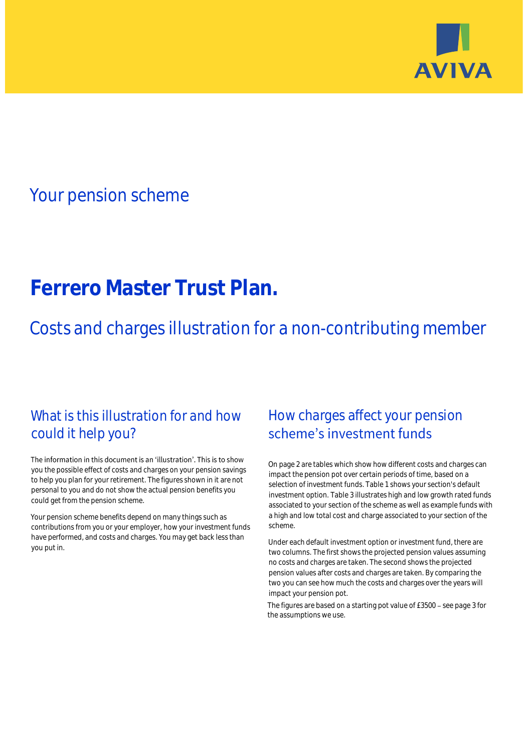AVIVA

## Your pension scheme

# Ferrero Master Trust Plan.

## Costs and charges illustration for a non-contributing member

### What is this illustration for and how could it help you?

The information in this document is an 'illustration'. This is to show you the possible effect of costs and charges on your pension savings to help you plan for your retirement. The figures shown in it are not personal to you and do not show the actual pension benefits you could get from the pension scheme.

Your pension scheme benefits depend on many things such as contributions from you or your employer, how your investment funds have performed, and costs and charges. You may get back less than you put in.

### How charges affect your pension scheme's investment funds

On page 2 are tables which show how different costs and charges can impact the pension pot over certain periods of time, based on a selection of investment funds. Table 1 shows your section's default investment option. Table 3 illustrates high and low growth rated funds associated to your section of the scheme as well as example funds with a high and low total cost and charge associated to your section of the scheme.

Under each default investment option or investment fund, there are two columns. The first shows the projected pension values assuming no costs and charges are taken. The second shows the projected pension values after costs and charges are taken. By comparing the two you can see how much the costs and charges over the years will impact your pension pot.

The figures are based on a starting pot value of £3500 – see page 3 for the assumptions we use.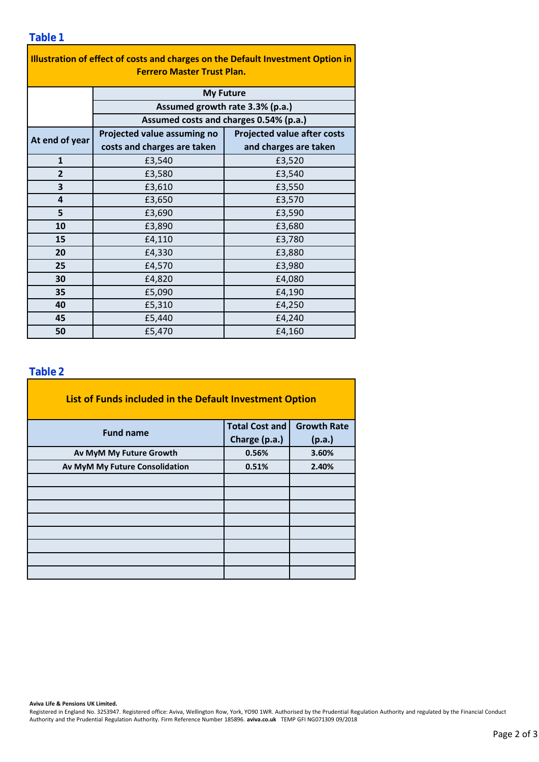## Table 1

| Illustration of effect of costs and charges on the Default Investment Option in Ferrero Master Trust Plan. | | |
|---|---|---|
| | My Future | |
| | Assumed growth rate 3.3% (p.a.) | |
| | Assumed costs and charges 0.54% (p.a.) | |
| **At end of year** | **Projected value assuming no costs and charges are taken** | **Projected value after costs and charges are taken** |
| **1** | £3,540 | £3,520 |
| **2** | £3,580 | £3,540 |
| **3** | £3,610 | £3,550 |
| **4** | £3,650 | £3,570 |
| **5** | £3,690 | £3,590 |
| **10** | £3,890 | £3,680 |
| **15** | £4,110 | £3,780 |
| **20** | £4,330 | £3,880 |
| **25** | £4,570 | £3,980 |
| **30** | £4,820 | £4,080 |
| **35** | £5,090 | £4,190 |
| **40** | £5,310 | £4,250 |
| **45** | £5,440 | £4,240 |
| **50** | £5,470 | £4,160 |

## Table 2

| List of Funds included in the Default Investment Option | | |
|---|---|---|
| **Fund name** | **Total Cost and Charge (p.a.)** | **Growth Rate (p.a.)** |
| **Av MyM My Future Growth** | **0.56%** | **3.60%** |
| **Av MyM My Future Consolidation** | **0.51%** | **2.40%** |
| | | |
| | | |
| | | |
| | | |
| | | |
| | | |
| | | |
| | | |

**Aviva Life & Pensions UK Limited.**
Registered in England No. 3253947. Registered office: Aviva, Wellington Row, York, YO90 1WR. Authorised by the Prudential Regulation Authority and regulated by the Financial Conduct Authority and the Prudential Regulation Authority. Firm Reference Number 185896. **aviva.co.uk** TEMP GFI NG071309 09/2018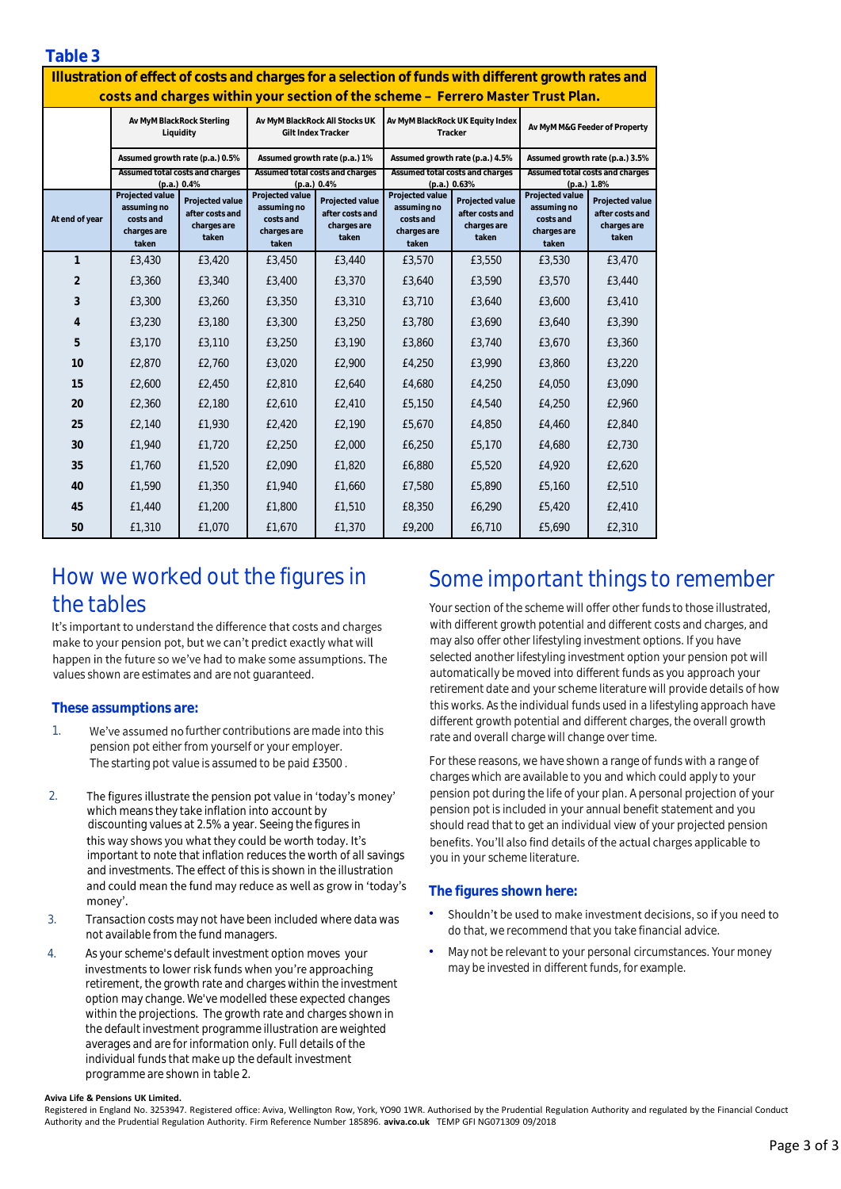## Table 3

| Illustration of effect of costs and charges for a selection of funds with different growth rates and costs and charges within your section of the scheme – Ferrero Master Trust Plan. | | | | | | | | |
|---|---|---|---|---|---|---|---|---|
| | Av MyM BlackRock Sterling Liquidity | | Av MyM BlackRock All Stocks UK Gilt Index Tracker | | Av MyM BlackRock UK Equity Index Tracker | | Av MyM M&G Feeder of Property | |
| | Assumed growth rate (p.a.) 0.5% | | Assumed growth rate (p.a.) 1% | | Assumed growth rate (p.a.) 4.5% | | Assumed growth rate (p.a.) 3.5% | |
| | Assumed total costs and charges (p.a.) 0.4% | | Assumed total costs and charges (p.a.) 0.4% | | Assumed total costs and charges (p.a.) 0.63% | | Assumed total costs and charges (p.a.) 1.8% | |
| At end of year | Projected value assuming no costs and charges are taken | Projected value after costs and charges are taken | Projected value assuming no costs and charges are taken | Projected value after costs and charges are taken | Projected value assuming no costs and charges are taken | Projected value after costs and charges are taken | Projected value assuming no costs and charges are taken | Projected value after costs and charges are taken |
| 1 | £3,430 | £3,420 | £3,450 | £3,440 | £3,570 | £3,550 | £3,530 | £3,470 |
| 2 | £3,360 | £3,340 | £3,400 | £3,370 | £3,640 | £3,590 | £3,570 | £3,440 |
| 3 | £3,300 | £3,260 | £3,350 | £3,310 | £3,710 | £3,640 | £3,600 | £3,410 |
| 4 | £3,230 | £3,180 | £3,300 | £3,250 | £3,780 | £3,690 | £3,640 | £3,390 |
| 5 | £3,170 | £3,110 | £3,250 | £3,190 | £3,860 | £3,740 | £3,670 | £3,360 |
| 10 | £2,870 | £2,760 | £3,020 | £2,900 | £4,250 | £3,990 | £3,860 | £3,220 |
| 15 | £2,600 | £2,450 | £2,810 | £2,640 | £4,680 | £4,250 | £4,050 | £3,090 |
| 20 | £2,360 | £2,180 | £2,610 | £2,410 | £5,150 | £4,540 | £4,250 | £2,960 |
| 25 | £2,140 | £1,930 | £2,420 | £2,190 | £5,670 | £4,850 | £4,460 | £2,840 |
| 30 | £1,940 | £1,720 | £2,250 | £2,000 | £6,250 | £5,170 | £4,680 | £2,730 |
| 35 | £1,760 | £1,520 | £2,090 | £1,820 | £6,880 | £5,520 | £4,920 | £2,620 |
| 40 | £1,590 | £1,350 | £1,940 | £1,660 | £7,580 | £5,890 | £5,160 | £2,510 |
| 45 | £1,440 | £1,200 | £1,800 | £1,510 | £8,350 | £6,290 | £5,420 | £2,410 |
| 50 | £1,310 | £1,070 | £1,670 | £1,370 | £9,200 | £6,710 | £5,690 | £2,310 |

# How we worked out the figures in the tables

It's important to understand the difference that costs and charges make to your pension pot, but we can't predict exactly what will happen in the future so we've had to make some assumptions. The values shown are estimates and are not guaranteed.

### These assumptions are:

1. We've assumed no further contributions are made into this pension pot either from yourself or your employer. The starting pot value is assumed to be paid £3500 .
2. The figures illustrate the pension pot value in 'today's money' which means they take inflation into account by discounting values at 2.5% a year. Seeing the figures in this way shows you what they could be worth today. It's important to note that inflation reduces the worth of all savings and investments. The effect of this is shown in the illustration and could mean the fund may reduce as well as grow in 'today's money'.
3. Transaction costs may not have been included where data was not available from the fund managers.
4. As your scheme's default investment option moves your investments to lower risk funds when you're approaching retirement, the growth rate and charges within the investment option may change. We've modelled these expected changes within the projections. The growth rate and charges shown in the default investment programme illustration are weighted averages and are for information only. Full details of the individual funds that make up the default investment programme are shown in table 2.

# Some important things to remember

Your section of the scheme will offer other funds to those illustrated, with different growth potential and different costs and charges, and may also offer other lifestyling investment options. If you have selected another lifestyling investment option your pension pot will automatically be moved into different funds as you approach your retirement date and your scheme literature will provide details of how this works. As the individual funds used in a lifestyling approach have different growth potential and different charges, the overall growth rate and overall charge will change over time.

For these reasons, we have shown a range of funds with a range of charges which are available to you and which could apply to your pension pot during the life of your plan. A personal projection of your pension pot is included in your annual benefit statement and you should read that to get an individual view of your projected pension benefits. You'll also find details of the actual charges applicable to you in your scheme literature.

### The figures shown here:

- Shouldn't be used to make investment decisions, so if you need to do that, we recommend that you take financial advice.
- May not be relevant to your personal circumstances. Your money may be invested in different funds, for example.

**Aviva Life & Pensions UK Limited.**
Registered in England No. 3253947. Registered office: Aviva, Wellington Row, York, YO90 1WR. Authorised by the Prudential Regulation Authority and regulated by the Financial Conduct Authority and the Prudential Regulation Authority. Firm Reference Number 185896. **aviva.co.uk** TEMP GFI NG071309 09/2018